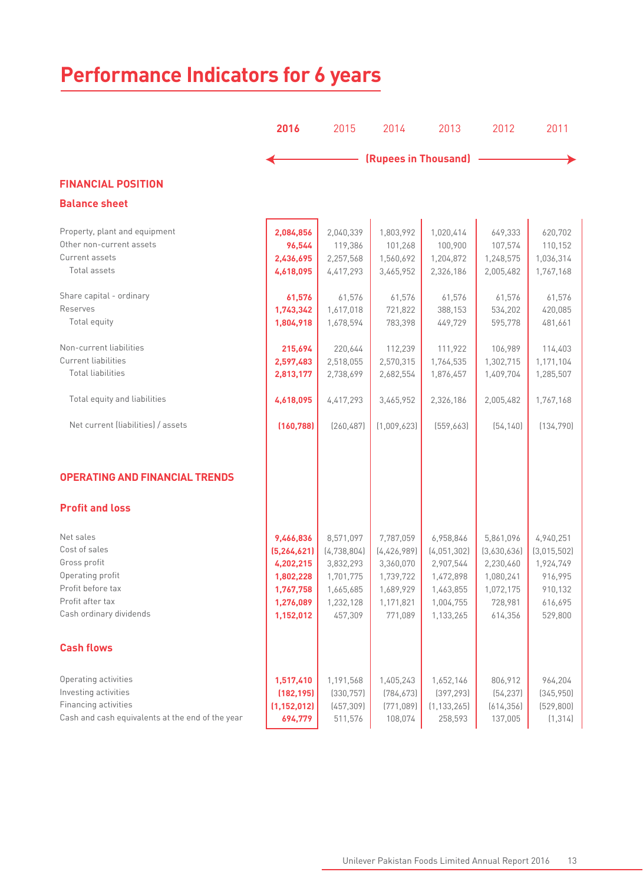# Performance Indicators for 6 years

| | 2016 | 2015 | 2014 | 2013 | 2012 | 2011 |
|---|---|---|---|---|---|---|
| | (Rupees in Thousand) | | | | | |
| **FINANCIAL POSITION** | | | | | | |
| **Balance sheet** | | | | | | |
| Property, plant and equipment | 2,084,856 | 2,040,339 | 1,803,992 | 1,020,414 | 649,333 | 620,702 |
| Other non-current assets | 96,544 | 119,386 | 101,268 | 100,900 | 107,574 | 110,152 |
| Current assets | 2,436,695 | 2,257,568 | 1,560,692 | 1,204,872 | 1,248,575 | 1,036,314 |
| Total assets | 4,618,095 | 4,417,293 | 3,465,952 | 2,326,186 | 2,005,482 | 1,767,168 |
| Share capital - ordinary | 61,576 | 61,576 | 61,576 | 61,576 | 61,576 | 61,576 |
| Reserves | 1,743,342 | 1,617,018 | 721,822 | 388,153 | 534,202 | 420,085 |
| Total equity | 1,804,918 | 1,678,594 | 783,398 | 449,729 | 595,778 | 481,661 |
| Non-current liabilities | 215,694 | 220,644 | 112,239 | 111,922 | 106,989 | 114,403 |
| Current liabilities | 2,597,483 | 2,518,055 | 2,570,315 | 1,764,535 | 1,302,715 | 1,171,104 |
| Total liabilities | 2,813,177 | 2,738,699 | 2,682,554 | 1,876,457 | 1,409,704 | 1,285,507 |
| Total equity and liabilities | 4,618,095 | 4,417,293 | 3,465,952 | 2,326,186 | 2,005,482 | 1,767,168 |
| Net current (liabilities) / assets | (160,788) | (260,487) | (1,009,623) | (559,663) | (54,140) | (134,790) |
| **OPERATING AND FINANCIAL TRENDS** | | | | | | |
| **Profit and loss** | | | | | | |
| Net sales | 9,466,836 | 8,571,097 | 7,787,059 | 6,958,846 | 5,861,096 | 4,940,251 |
| Cost of sales | (5,264,621) | (4,738,804) | (4,426,989) | (4,051,302) | (3,630,636) | (3,015,502) |
| Gross profit | 4,202,215 | 3,832,293 | 3,360,070 | 2,907,544 | 2,230,460 | 1,924,749 |
| Operating profit | 1,802,228 | 1,701,775 | 1,739,722 | 1,472,898 | 1,080,241 | 916,995 |
| Profit before tax | 1,767,758 | 1,665,685 | 1,689,929 | 1,463,855 | 1,072,175 | 910,132 |
| Profit after tax | 1,276,089 | 1,232,128 | 1,171,821 | 1,004,755 | 728,981 | 616,695 |
| Cash ordinary dividends | 1,152,012 | 457,309 | 771,089 | 1,133,265 | 614,356 | 529,800 |
| **Cash flows** | | | | | | |
| Operating activities | 1,517,410 | 1,191,568 | 1,405,243 | 1,652,146 | 806,912 | 964,204 |
| Investing activities | (182,195) | (330,757) | (784,673) | (397,293) | (54,237) | (345,950) |
| Financing activities | (1,152,012) | (457,309) | (771,089) | (1,133,265) | (614,356) | (529,800) |
| Cash and cash equivalents at the end of the year | 694,779 | 511,576 | 108,074 | 258,593 | 137,005 | (1,314) |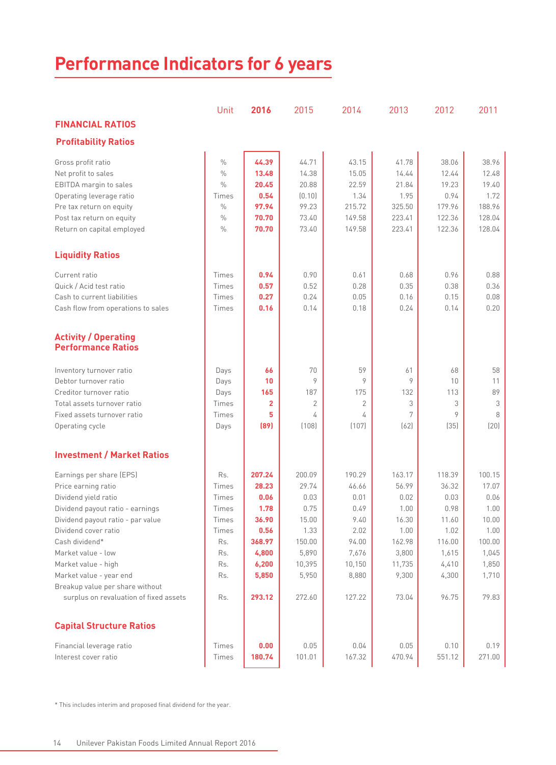# Performance Indicators for 6 years

| | Unit | 2016 | 2015 | 2014 | 2013 | 2012 | 2011 |
|---|---|---|---|---|---|---|---|
| **FINANCIAL RATIOS** | | | | | | | |
| **Profitability Ratios** | | | | | | | |
| Gross profit ratio | % | **44.39** | 44.71 | 43.15 | 41.78 | 38.06 | 38.96 |
| Net profit to sales | % | **13.48** | 14.38 | 15.05 | 14.44 | 12.44 | 12.48 |
| EBITDA margin to sales | % | **20.45** | 20.88 | 22.59 | 21.84 | 19.23 | 19.40 |
| Operating leverage ratio | Times | **0.54** | (0.10) | 1.34 | 1.95 | 0.94 | 1.72 |
| Pre tax return on equity | % | **97.94** | 99.23 | 215.72 | 325.50 | 179.96 | 188.96 |
| Post tax return on equity | % | **70.70** | 73.40 | 149.58 | 223.41 | 122.36 | 128.04 |
| Return on capital employed | % | **70.70** | 73.40 | 149.58 | 223.41 | 122.36 | 128.04 |
| **Liquidity Ratios** | | | | | | | |
| Current ratio | Times | **0.94** | 0.90 | 0.61 | 0.68 | 0.96 | 0.88 |
| Quick / Acid test ratio | Times | **0.57** | 0.52 | 0.28 | 0.35 | 0.38 | 0.36 |
| Cash to current liabilities | Times | **0.27** | 0.24 | 0.05 | 0.16 | 0.15 | 0.08 |
| Cash flow from operations to sales | Times | **0.16** | 0.14 | 0.18 | 0.24 | 0.14 | 0.20 |
| **Activity / Operating Performance Ratios** | | | | | | | |
| Inventory turnover ratio | Days | **66** | 70 | 59 | 61 | 68 | 58 |
| Debtor turnover ratio | Days | **10** | 9 | 9 | 9 | 10 | 11 |
| Creditor turnover ratio | Days | **165** | 187 | 175 | 132 | 113 | 89 |
| Total assets turnover ratio | Times | **2** | 2 | 2 | 3 | 3 | 3 |
| Fixed assets turnover ratio | Times | **5** | 4 | 4 | 7 | 9 | 8 |
| Operating cycle | Days | **(89)** | (108) | (107) | (62) | (35) | (20) |
| **Investment / Market Ratios** | | | | | | | |
| Earnings per share (EPS) | Rs. | **207.24** | 200.09 | 190.29 | 163.17 | 118.39 | 100.15 |
| Price earning ratio | Times | **28.23** | 29.74 | 46.66 | 56.99 | 36.32 | 17.07 |
| Dividend yield ratio | Times | **0.06** | 0.03 | 0.01 | 0.02 | 0.03 | 0.06 |
| Dividend payout ratio - earnings | Times | **1.78** | 0.75 | 0.49 | 1.00 | 0.98 | 1.00 |
| Dividend payout ratio - par value | Times | **36.90** | 15.00 | 9.40 | 16.30 | 11.60 | 10.00 |
| Dividend cover ratio | Times | **0.56** | 1.33 | 2.02 | 1.00 | 1.02 | 1.00 |
| Cash dividend* | Rs. | **368.97** | 150.00 | 94.00 | 162.98 | 116.00 | 100.00 |
| Market value - low | Rs. | **4,800** | 5,890 | 7,676 | 3,800 | 1,615 | 1,045 |
| Market value - high | Rs. | **6,200** | 10,395 | 10,150 | 11,735 | 4,410 | 1,850 |
| Market value - year end | Rs. | **5,850** | 5,950 | 8,880 | 9,300 | 4,300 | 1,710 |
| Breakup value per share without surplus on revaluation of fixed assets | Rs. | **293.12** | 272.60 | 127.22 | 73.04 | 96.75 | 79.83 |
| **Capital Structure Ratios** | | | | | | | |
| Financial leverage ratio | Times | **0.00** | 0.05 | 0.04 | 0.05 | 0.10 | 0.19 |
| Interest cover ratio | Times | **180.74** | 101.01 | 167.32 | 470.94 | 551.12 | 271.00 |

\* This includes interim and proposed final dividend for the year.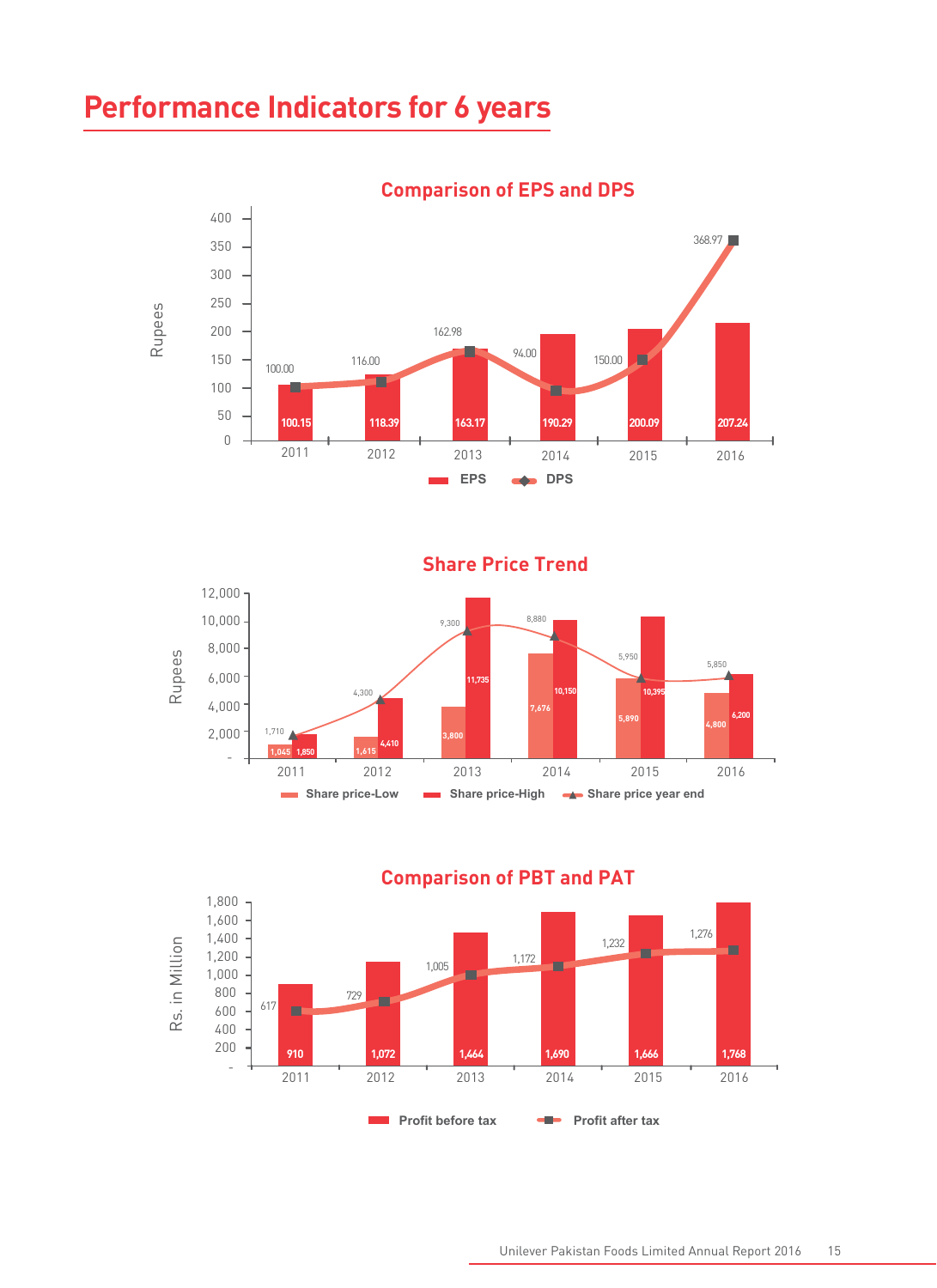# Performance Indicators for 6 years

## Comparison of EPS and DPS

| Year | EPS (Rupees) | DPS (Rupees) |
|---|---|---|
| 2011 | 100.15 | 100.00 |
| 2012 | 118.39 | 116.00 |
| 2013 | 163.17 | 162.98 |
| 2014 | 190.29 | 94.00 |
| 2015 | 200.09 | 150.00 |
| 2016 | 207.24 | 368.97 |

## Share Price Trend

| Year | Share price-Low (Rupees) | Share price-High (Rupees) | Share price year end (Rupees) |
|---|---|---|---|
| 2011 | 1,045 | 1,850 | 1,710 |
| 2012 | 1,615 | 4,410 | 4,300 |
| 2013 | 3,800 | 11,735 | 9,300 |
| 2014 | 7,676 | 10,150 | 8,880 |
| 2015 | 5,890 | 10,395 | 5,950 |
| 2016 | 4,800 | 6,200 | 5,850 |

## Comparison of PBT and PAT

| Year | Profit before tax (Rs. in Million) | Profit after tax (Rs. in Million) |
|---|---|---|
| 2011 | 910 | 617 |
| 2012 | 1,072 | 729 |
| 2013 | 1,464 | 1,005 |
| 2014 | 1,690 | 1,172 |
| 2015 | 1,666 | 1,232 |
| 2016 | 1,768 | 1,276 |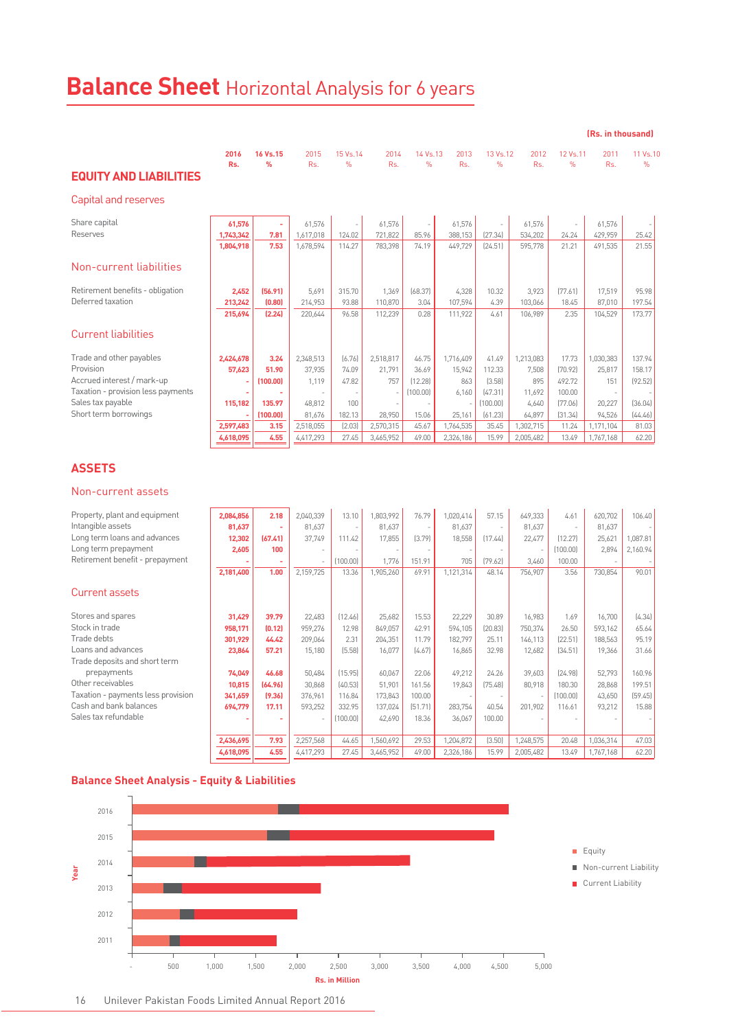# Balance Sheet Horizontal Analysis for 6 years

(Rs. in thousand)

| | 2016 Rs. | 16 Vs.15 % | 2015 Rs. | 15 Vs.14 % | 2014 Rs. | 14 Vs.13 % | 2013 Rs. | 13 Vs.12 % | 2012 Rs. | 12 Vs.11 % | 2011 Rs. | 11 Vs.10 % |
|---|---|---|---|---|---|---|---|---|---|---|---|---|
| **EQUITY AND LIABILITIES** | | | | | | | | | | | | |
| **Capital and reserves** | | | | | | | | | | | | |
| Share capital | 61,576 | - | 61,576 | - | 61,576 | - | 61,576 | - | 61,576 | - | 61,576 | - |
| Reserves | 1,743,342 | 7.81 | 1,617,018 | 124.02 | 721,822 | 85.96 | 388,153 | (27.34) | 534,202 | 24.24 | 429,959 | 25.42 |
| | 1,804,918 | 7.53 | 1,678,594 | 114.27 | 783,398 | 74.19 | 449,729 | (24.51) | 595,778 | 21.21 | 491,535 | 21.55 |
| **Non-current liabilities** | | | | | | | | | | | | |
| Retirement benefits - obligation | 2,452 | (56.91) | 5,691 | 315.70 | 1,369 | (68.37) | 4,328 | 10.32 | 3,923 | (77.61) | 17,519 | 95.98 |
| Deferred taxation | 213,242 | (0.80) | 214,953 | 93.88 | 110,870 | 3.04 | 107,594 | 4.39 | 103,066 | 18.45 | 87,010 | 197.54 |
| | 215,694 | (2.24) | 220,644 | 96.58 | 112,239 | 0.28 | 111,922 | 4.61 | 106,989 | 2.35 | 104,529 | 173.77 |
| **Current liabilities** | | | | | | | | | | | | |
| Trade and other payables | 2,424,678 | 3.24 | 2,348,513 | (6.76) | 2,518,817 | 46.75 | 1,716,409 | 41.49 | 1,213,083 | 17.73 | 1,030,383 | 137.94 |
| Provision | 57,623 | 51.90 | 37,935 | 74.09 | 21,791 | 36.69 | 15,942 | 112.33 | 7,508 | (70.92) | 25,817 | 158.17 |
| Accrued interest / mark-up | - | (100.00) | 1,119 | 47.82 | 757 | (12.28) | 863 | (3.58) | 895 | 492.72 | 151 | (92.52) |
| Taxation - provision less payments | - | - | - | - | - | (100.00) | 6,160 | (47.31) | 11,692 | 100.00 | - | - |
| Sales tax payable | 115,182 | 135.97 | 48,812 | 100 | - | - | - | (100.00) | 4,640 | (77.06) | 20,227 | (36.04) |
| Short term borrowings | - | (100.00) | 81,676 | 182.13 | 28,950 | 15.06 | 25,161 | (61.23) | 64,897 | (31.34) | 94,526 | (44.46) |
| | 2,597,483 | 3.15 | 2,518,055 | (2.03) | 2,570,315 | 45.67 | 1,764,535 | 35.45 | 1,302,715 | 11.24 | 1,171,104 | 81.03 |
| | 4,618,095 | 4.55 | 4,417,293 | 27.45 | 3,465,952 | 49.00 | 2,326,186 | 15.99 | 2,005,482 | 13.49 | 1,767,168 | 62.20 |
| **ASSETS** | | | | | | | | | | | | |
| **Non-current assets** | | | | | | | | | | | | |
| Property, plant and equipment | 2,084,856 | 2.18 | 2,040,339 | 13.10 | 1,803,992 | 76.79 | 1,020,414 | 57.15 | 649,333 | 4.61 | 620,702 | 106.40 |
| Intangible assets | 81,637 | - | 81,637 | - | 81,637 | - | 81,637 | - | 81,637 | - | 81,637 | - |
| Long term loans and advances | 12,302 | (67.41) | 37,749 | 111.42 | 17,855 | (3.79) | 18,558 | (17.44) | 22,477 | (12.27) | 25,621 | 1,087.81 |
| Long term prepayment | 2,605 | 100 | - | - | - | - | - | - | - | (100.00) | 2,894 | 2,160.94 |
| Retirement benefit - prepayment | - | - | - | (100.00) | 1,776 | 151.91 | 705 | (79.62) | 3,460 | 100.00 | - | - |
| | 2,181,400 | 1.00 | 2,159,725 | 13.36 | 1,905,260 | 69.91 | 1,121,314 | 48.14 | 756,907 | 3.56 | 730,854 | 90.01 |
| **Current assets** | | | | | | | | | | | | |
| Stores and spares | 31,429 | 39.79 | 22,483 | (12.46) | 25,682 | 15.53 | 22,229 | 30.89 | 16,983 | 1.69 | 16,700 | (4.34) |
| Stock in trade | 958,171 | (0.12) | 959,276 | 12.98 | 849,057 | 42.91 | 594,105 | (20.83) | 750,374 | 26.50 | 593,162 | 65.64 |
| Trade debts | 301,929 | 44.42 | 209,064 | 2.31 | 204,351 | 11.79 | 182,797 | 25.11 | 146,113 | (22.51) | 188,563 | 95.19 |
| Loans and advances | 23,864 | 57.21 | 15,180 | (5.58) | 16,077 | (4.67) | 16,865 | 32.98 | 12,682 | (34.51) | 19,366 | 31.66 |
| Trade deposits and short term prepayments | 74,049 | 46.68 | 50,484 | (15.95) | 60,067 | 22.06 | 49,212 | 24.26 | 39,603 | (24.98) | 52,793 | 160.96 |
| Other receivables | 10,815 | (64.96) | 30,868 | (40.53) | 51,901 | 161.56 | 19,843 | (75.48) | 80,918 | 180.30 | 28,868 | 199.51 |
| Taxation - payments less provision | 341,659 | (9.36) | 376,961 | 116.84 | 173,843 | 100.00 | - | - | - | (100.00) | 43,650 | (59.45) |
| Cash and bank balances | 694,779 | 17.11 | 593,252 | 332.95 | 137,024 | (51.71) | 283,754 | 40.54 | 201,902 | 116.61 | 93,212 | 15.88 |
| Sales tax refundable | - | - | - | (100.00) | 42,690 | 18.36 | 36,067 | 100.00 | - | - | - | - |
| | 2,436,695 | 7.93 | 2,257,568 | 44.65 | 1,560,692 | 29.53 | 1,204,872 | (3.50) | 1,248,575 | 20.48 | 1,036,314 | 47.03 |
| | 4,618,095 | 4.55 | 4,417,293 | 27.45 | 3,465,952 | 49.00 | 2,326,186 | 15.99 | 2,005,482 | 13.49 | 1,767,168 | 62.20 |

## Balance Sheet Analysis - Equity & Liabilities

Year: 2016, 2015, 2014, 2013, 2012, 2011

Rs. in Million: -, 500, 1,000, 1,500, 2,000, 2,500, 3,000, 3,500, 4,000, 4,500, 5,000

Legend: Equity, Non-current Liability, Current Liability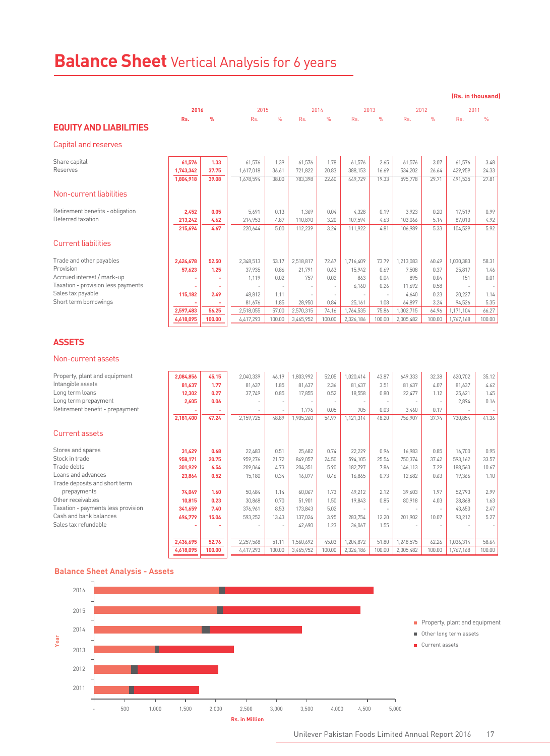# Balance Sheet Vertical Analysis for 6 years

(Rs. in thousand)

## EQUITY AND LIABILITIES

| | 2016 | | 2015 | | 2014 | | 2013 | | 2012 | | 2011 | |
|---|---|---|---|---|---|---|---|---|---|---|---|---|
| | Rs. | % | Rs. | % | Rs. | % | Rs. | % | Rs. | % | Rs. | % |
| **Capital and reserves** | | | | | | | | | | | | |
| Share capital | 61,576 | 1.33 | 61,576 | 1.39 | 61,576 | 1.78 | 61,576 | 2.65 | 61,576 | 3.07 | 61,576 | 3.48 |
| Reserves | 1,743,342 | 37.75 | 1,617,018 | 36.61 | 721,822 | 20.83 | 388,153 | 16.69 | 534,202 | 26.64 | 429,959 | 24.33 |
| | 1,804,918 | 39.08 | 1,678,594 | 38.00 | 783,398 | 22.60 | 449,729 | 19.33 | 595,778 | 29.71 | 491,535 | 27.81 |
| **Non-current liabilities** | | | | | | | | | | | | |
| Retirement benefits - obligation | 2,452 | 0.05 | 5,691 | 0.13 | 1,369 | 0.04 | 4,328 | 0.19 | 3,923 | 0.20 | 17,519 | 0.99 |
| Deferred taxation | 213,242 | 4.62 | 214,953 | 4.87 | 110,870 | 3.20 | 107,594 | 4.63 | 103,066 | 5.14 | 87,010 | 4.92 |
| | 215,694 | 4.67 | 220,644 | 5.00 | 112,239 | 3.24 | 111,922 | 4.81 | 106,989 | 5.33 | 104,529 | 5.92 |
| **Current liabilities** | | | | | | | | | | | | |
| Trade and other payables | 2,424,678 | 52.50 | 2,348,513 | 53.17 | 2,518,817 | 72.67 | 1,716,409 | 73.79 | 1,213,083 | 60.49 | 1,030,383 | 58.31 |
| Provision | 57,623 | 1.25 | 37,935 | 0.86 | 21,791 | 0.63 | 15,942 | 0.69 | 7,508 | 0.37 | 25,817 | 1.46 |
| Accrued interest / mark-up | - | - | 1,119 | 0.02 | 757 | 0.02 | 863 | 0.04 | 895 | 0.04 | 151 | 0.01 |
| Taxation - provision less payments | - | - | - | - | - | - | 6,160 | 0.26 | 11,692 | 0.58 | - | - |
| Sales tax payable | 115,182 | 2.49 | 48,812 | 1.11 | - | - | - | - | 4,640 | 0.23 | 20,227 | 1.14 |
| Short term borrowings | - | - | 81,676 | 1.85 | 28,950 | 0.84 | 25,161 | 1.08 | 64,897 | 3.24 | 94,526 | 5.35 |
| | 2,597,483 | 56.25 | 2,518,055 | 57.00 | 2,570,315 | 74.16 | 1,764,535 | 75.86 | 1,302,715 | 64.96 | 1,171,104 | 66.27 |
| | 4,618,095 | 100.00 | 4,417,293 | 100.00 | 3,465,952 | 100.00 | 2,326,186 | 100.00 | 2,005,482 | 100.00 | 1,767,168 | 100.00 |

## ASSETS

| | 2016 | | 2015 | | 2014 | | 2013 | | 2012 | | 2011 | |
|---|---|---|---|---|---|---|---|---|---|---|---|---|
| | Rs. | % | Rs. | % | Rs. | % | Rs. | % | Rs. | % | Rs. | % |
| **Non-current assets** | | | | | | | | | | | | |
| Property, plant and equipment | 2,084,856 | 45.15 | 2,040,339 | 46.19 | 1,803,992 | 52.05 | 1,020,414 | 43.87 | 649,333 | 32.38 | 620,702 | 35.12 |
| Intangible assets | 81,637 | 1.77 | 81,637 | 1.85 | 81,637 | 2.36 | 81,637 | 3.51 | 81,637 | 4.07 | 81,637 | 4.62 |
| Long term loans | 12,302 | 0.27 | 37,749 | 0.85 | 17,855 | 0.52 | 18,558 | 0.80 | 22,477 | 1.12 | 25,621 | 1.45 |
| Long term prepayment | 2,605 | 0.06 | - | - | - | - | - | - | - | - | 2,894 | 0.16 |
| Retirement benefit - prepayment | - | - | - | - | 1,776 | 0.05 | 705 | 0.03 | 3,460 | 0.17 | - | - |
| | 2,181,400 | 47.24 | 2,159,725 | 48.89 | 1,905,260 | 54.97 | 1,121,314 | 48.20 | 756,907 | 37.74 | 730,854 | 41.36 |
| **Current assets** | | | | | | | | | | | | |
| Stores and spares | 31,429 | 0.68 | 22,483 | 0.51 | 25,682 | 0.74 | 22,229 | 0.96 | 16,983 | 0.85 | 16,700 | 0.95 |
| Stock in trade | 958,171 | 20.75 | 959,276 | 21.72 | 849,057 | 24.50 | 594,105 | 25.54 | 750,374 | 37.42 | 593,162 | 33.57 |
| Trade debts | 301,929 | 6.54 | 209,064 | 4.73 | 204,351 | 5.90 | 182,797 | 7.86 | 146,113 | 7.29 | 188,563 | 10.67 |
| Loans and advances | 23,864 | 0.52 | 15,180 | 0.34 | 16,077 | 0.46 | 16,865 | 0.73 | 12,682 | 0.63 | 19,366 | 1.10 |
| Trade deposits and short term prepayments | 74,049 | 1.60 | 50,484 | 1.14 | 60,067 | 1.73 | 49,212 | 2.12 | 39,603 | 1.97 | 52,793 | 2.99 |
| Other receivables | 10,815 | 0.23 | 30,868 | 0.70 | 51,901 | 1.50 | 19,843 | 0.85 | 80,918 | 4.03 | 28,868 | 1.63 |
| Taxation - payments less provision | 341,659 | 7.40 | 376,961 | 8.53 | 173,843 | 5.02 | - | - | - | - | 43,650 | 2.47 |
| Cash and bank balances | 694,779 | 15.04 | 593,252 | 13.43 | 137,024 | 3.95 | 283,754 | 12.20 | 201,902 | 10.07 | 93,212 | 5.27 |
| Sales tax refundable | - | - | - | - | 42,690 | 1.23 | 36,067 | 1.55 | - | - | - | - |
| | 2,436,695 | 52.76 | 2,257,568 | 51.11 | 1,560,692 | 45.03 | 1,204,872 | 51.80 | 1,248,575 | 62.26 | 1,036,314 | 58.64 |
| | 4,618,095 | 100.00 | 4,417,293 | 100.00 | 3,465,952 | 100.00 | 2,326,186 | 100.00 | 2,005,482 | 100.00 | 1,767,168 | 100.00 |

### Balance Sheet Analysis - Assets

Legend: Property, plant and equipment; Other long term assets; Current assets

Year axis: 2016, 2015, 2014, 2013, 2012, 2011

Rs. in Million: -, 500, 1,000, 1,500, 2,000, 2,500, 3,000, 3,500, 4,000, 4,500, 5,000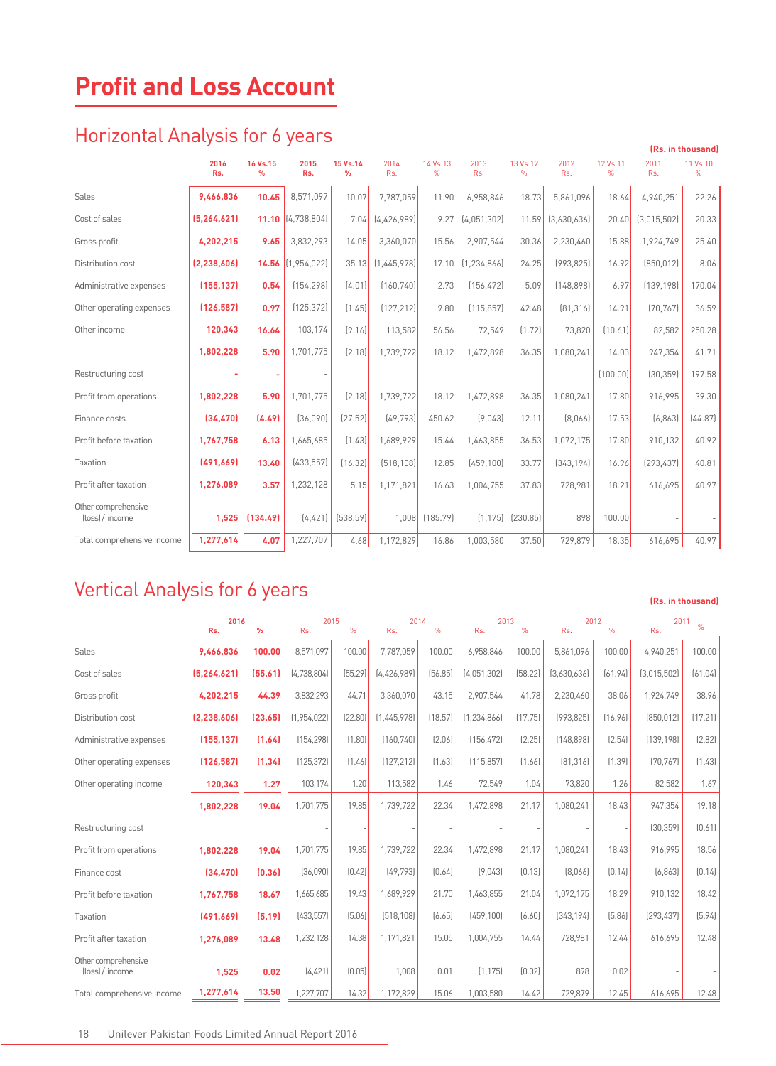# Profit and Loss Account

## Horizontal Analysis for 6 years

(Rs. in thousand)

| | 2016 Rs. | 16 Vs.15 % | 2015 Rs. | 15 Vs.14 % | 2014 Rs. | 14 Vs.13 % | 2013 Rs. | 13 Vs.12 % | 2012 Rs. | 12 Vs.11 % | 2011 Rs. | 11 Vs.10 % |
|---|---|---|---|---|---|---|---|---|---|---|---|---|
| Sales | **9,466,836** | **10.45** | 8,571,097 | 10.07 | 7,787,059 | 11.90 | 6,958,846 | 18.73 | 5,861,096 | 18.64 | 4,940,251 | 22.26 |
| Cost of sales | **(5,264,621)** | **11.10** | (4,738,804) | 7.04 | (4,426,989) | 9.27 | (4,051,302) | 11.59 | (3,630,636) | 20.40 | (3,015,502) | 20.33 |
| Gross profit | **4,202,215** | **9.65** | 3,832,293 | 14.05 | 3,360,070 | 15.56 | 2,907,544 | 30.36 | 2,230,460 | 15.88 | 1,924,749 | 25.40 |
| Distribution cost | **(2,238,606)** | **14.56** | (1,954,022) | 35.13 | (1,445,978) | 17.10 | (1,234,866) | 24.25 | (993,825) | 16.92 | (850,012) | 8.06 |
| Administrative expenses | **(155,137)** | **0.54** | (154,298) | (4.01) | (160,740) | 2.73 | (156,472) | 5.09 | (148,898) | 6.97 | (139,198) | 170.04 |
| Other operating expenses | **(126,587)** | **0.97** | (125,372) | (1.45) | (127,212) | 9.80 | (115,857) | 42.48 | (81,316) | 14.91 | (70,767) | 36.59 |
| Other income | **120,343** | **16.64** | 103,174 | (9.16) | 113,582 | 56.56 | 72,549 | (1.72) | 73,820 | (10.61) | 82,582 | 250.28 |
| | **1,802,228** | **5.90** | 1,701,775 | (2.18) | 1,739,722 | 18.12 | 1,472,898 | 36.35 | 1,080,241 | 14.03 | 947,354 | 41.71 |
| Restructuring cost | **-** | **-** | - | - | - | - | - | - | - | (100.00) | (30,359) | 197.58 |
| Profit from operations | **1,802,228** | **5.90** | 1,701,775 | (2.18) | 1,739,722 | 18.12 | 1,472,898 | 36.35 | 1,080,241 | 17.80 | 916,995 | 39.30 |
| Finance costs | **(34,470)** | **(4.49)** | (36,090) | (27.52) | (49,793) | 450.62 | (9,043) | 12.11 | (8,066) | 17.53 | (6,863) | (44.87) |
| Profit before taxation | **1,767,758** | **6.13** | 1,665,685 | (1.43) | 1,689,929 | 15.44 | 1,463,855 | 36.53 | 1,072,175 | 17.80 | 910,132 | 40.92 |
| Taxation | **(491,669)** | **13.40** | (433,557) | (16.32) | (518,108) | 12.85 | (459,100) | 33.77 | (343,194) | 16.96 | (293,437) | 40.81 |
| Profit after taxation | **1,276,089** | **3.57** | 1,232,128 | 5.15 | 1,171,821 | 16.63 | 1,004,755 | 37.83 | 728,981 | 18.21 | 616,695 | 40.97 |
| Other comprehensive (loss) / income | **1,525** | **(134.49)** | (4,421) | (538.59) | 1,008 | (185.79) | (1,175) | (230.85) | 898 | 100.00 | - | - |
| Total comprehensive income | **1,277,614** | **4.07** | 1,227,707 | 4.68 | 1,172,829 | 16.86 | 1,003,580 | 37.50 | 729,879 | 18.35 | 616,695 | 40.97 |

## Vertical Analysis for 6 years

(Rs. in thousand)

| | 2016 | | 2015 | | 2014 | | 2013 | | 2012 | | 2011 | |
|---|---|---|---|---|---|---|---|---|---|---|---|---|
| | Rs. | % | Rs. | % | Rs. | % | Rs. | % | Rs. | % | Rs. | % |
| Sales | **9,466,836** | **100.00** | 8,571,097 | 100.00 | 7,787,059 | 100.00 | 6,958,846 | 100.00 | 5,861,096 | 100.00 | 4,940,251 | 100.00 |
| Cost of sales | **(5,264,621)** | **(55.61)** | (4,738,804) | (55.29) | (4,426,989) | (56.85) | (4,051,302) | (58.22) | (3,630,636) | (61.94) | (3,015,502) | (61.04) |
| Gross profit | **4,202,215** | **44.39** | 3,832,293 | 44.71 | 3,360,070 | 43.15 | 2,907,544 | 41.78 | 2,230,460 | 38.06 | 1,924,749 | 38.96 |
| Distribution cost | **(2,238,606)** | **(23.65)** | (1,954,022) | (22.80) | (1,445,978) | (18.57) | (1,234,866) | (17.75) | (993,825) | (16.96) | (850,012) | (17.21) |
| Administrative expenses | **(155,137)** | **(1.64)** | (154,298) | (1.80) | (160,740) | (2.06) | (156,472) | (2.25) | (148,898) | (2.54) | (139,198) | (2.82) |
| Other operating expenses | **(126,587)** | **(1.34)** | (125,372) | (1.46) | (127,212) | (1.63) | (115,857) | (1.66) | (81,316) | (1.39) | (70,767) | (1.43) |
| Other operating income | **120,343** | **1.27** | 103,174 | 1.20 | 113,582 | 1.46 | 72,549 | 1.04 | 73,820 | 1.26 | 82,582 | 1.67 |
| | **1,802,228** | **19.04** | 1,701,775 | 19.85 | 1,739,722 | 22.34 | 1,472,898 | 21.17 | 1,080,241 | 18.43 | 947,354 | 19.18 |
| Restructuring cost | | | - | - | - | - | - | - | - | - | (30,359) | (0.61) |
| Profit from operations | **1,802,228** | **19.04** | 1,701,775 | 19.85 | 1,739,722 | 22.34 | 1,472,898 | 21.17 | 1,080,241 | 18.43 | 916,995 | 18.56 |
| Finance cost | **(34,470)** | **(0.36)** | (36,090) | (0.42) | (49,793) | (0.64) | (9,043) | (0.13) | (8,066) | (0.14) | (6,863) | (0.14) |
| Profit before taxation | **1,767,758** | **18.67** | 1,665,685 | 19.43 | 1,689,929 | 21.70 | 1,463,855 | 21.04 | 1,072,175 | 18.29 | 910,132 | 18.42 |
| Taxation | **(491,669)** | **(5.19)** | (433,557) | (5.06) | (518,108) | (6.65) | (459,100) | (6.60) | (343,194) | (5.86) | (293,437) | (5.94) |
| Profit after taxation | **1,276,089** | **13.48** | 1,232,128 | 14.38 | 1,171,821 | 15.05 | 1,004,755 | 14.44 | 728,981 | 12.44 | 616,695 | 12.48 |
| Other comprehensive (loss) / income | **1,525** | **0.02** | (4,421) | (0.05) | 1,008 | 0.01 | (1,175) | (0.02) | 898 | 0.02 | - | - |
| Total comprehensive income | **1,277,614** | **13.50** | 1,227,707 | 14.32 | 1,172,829 | 15.06 | 1,003,580 | 14.42 | 729,879 | 12.45 | 616,695 | 12.48 |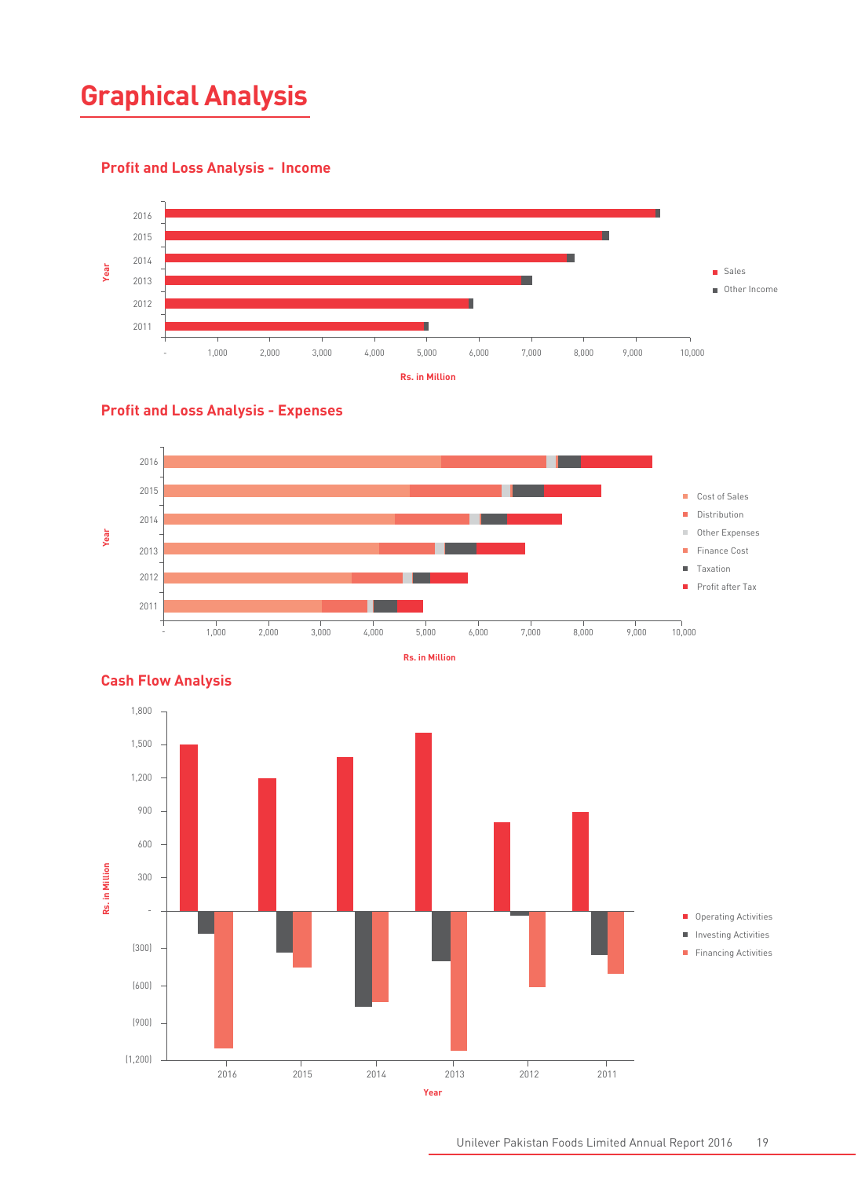# Graphical Analysis

## Profit and Loss Analysis - Income

Year

2016
2015
2014
2013
2012
2011

- 1,000 2,000 3,000 4,000 5,000 6,000 7,000 8,000 9,000 10,000

Rs. in Million

Sales
Other Income

## Profit and Loss Analysis - Expenses

Year

2016
2015
2014
2013
2012
2011

- 1,000 2,000 3,000 4,000 5,000 6,000 7,000 8,000 9,000 10,000

Rs. in Million

Cost of Sales
Distribution
Other Expenses
Finance Cost
Taxation
Profit after Tax

## Cash Flow Analysis

Rs. in Million

1,800
1,500
1,200
900
600
300
-
(300)
(600)
(900)
(1,200)

2016 2015 2014 2013 2012 2011

Year

Operating Activities
Investing Activities
Financing Activities